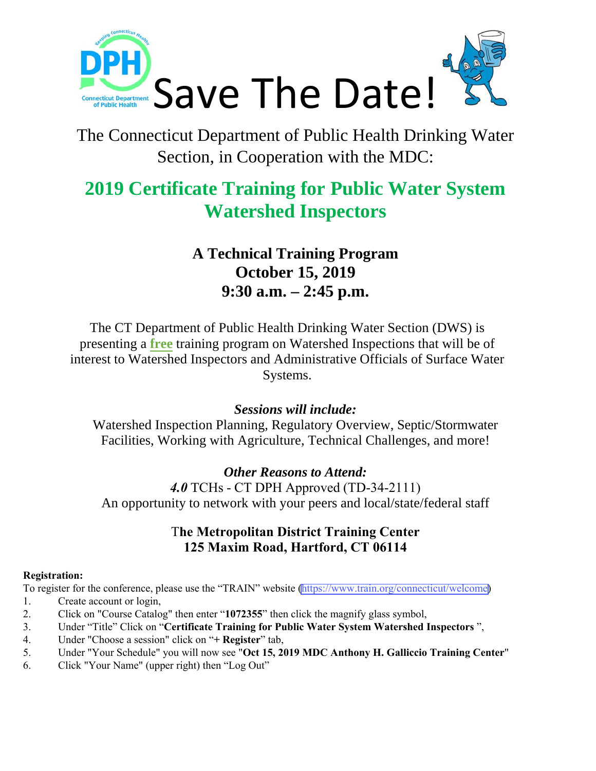# Save The Date!

The Connecticut Department of Public Health Drinking Water Section, in Cooperation with the MDC:

## 2019 Certificate Training for Public Water System Watershed Inspectors

**A Technical Training Program**
**October 15, 2019**
**9:30 a.m. – 2:45 p.m.**

The CT Department of Public Health Drinking Water Section (DWS) is presenting a **free** training program on Watershed Inspections that will be of interest to Watershed Inspectors and Administrative Officials of Surface Water Systems.

***Sessions will include:***

Watershed Inspection Planning, Regulatory Overview, Septic/Stormwater Facilities, Working with Agriculture, Technical Challenges, and more!

***Other Reasons to Attend:***

***4.0*** TCHs - CT DPH Approved (TD-34-2111)
An opportunity to network with your peers and local/state/federal staff

**The Metropolitan District Training Center**
**125 Maxim Road, Hartford, CT 06114**

**Registration:**

To register for the conference, please use the "TRAIN" website (https://www.train.org/connecticut/welcome)

1. Create account or login,
2. Click on "Course Catalog" then enter "**1072355**" then click the magnify glass symbol,
3. Under "Title" Click on "**Certificate Training for Public Water System Watershed Inspectors** ",
4. Under "Choose a session" click on "**+ Register**" tab,
5. Under "Your Schedule" you will now see "**Oct 15, 2019 MDC Anthony H. Galliccio Training Center**"
6. Click "Your Name" (upper right) then "Log Out"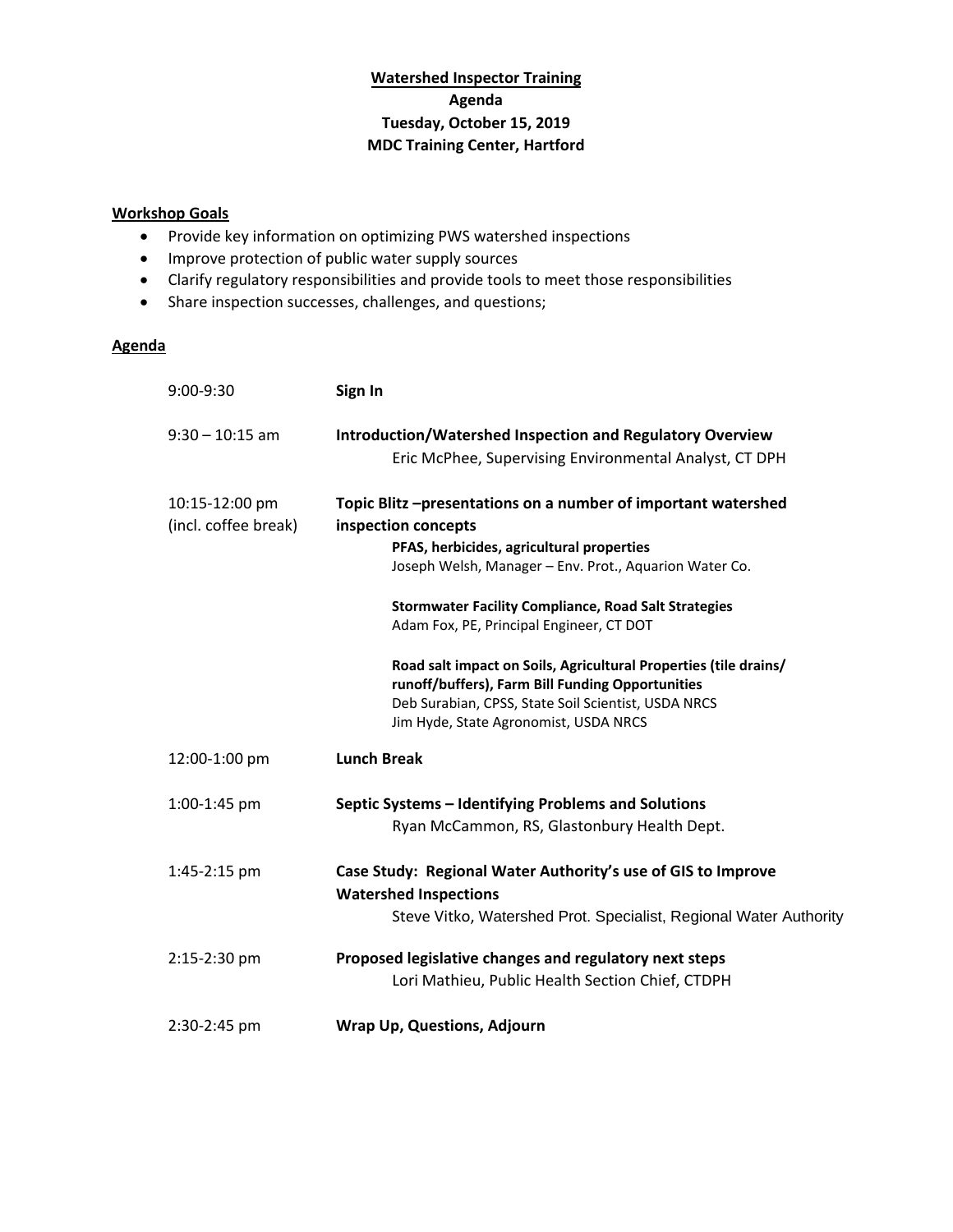**Watershed Inspector Training**
**Agenda**
**Tuesday, October 15, 2019**
**MDC Training Center, Hartford**

## Workshop Goals

- Provide key information on optimizing PWS watershed inspections
- Improve protection of public water supply sources
- Clarify regulatory responsibilities and provide tools to meet those responsibilities
- Share inspection successes, challenges, and questions;

## Agenda

| | |
|---|---|
| 9:00-9:30 | **Sign In** |
| 9:30 – 10:15 am | **Introduction/Watershed Inspection and Regulatory Overview**<br>Eric McPhee, Supervising Environmental Analyst, CT DPH |
| 10:15-12:00 pm (incl. coffee break) | **Topic Blitz –presentations on a number of important watershed inspection concepts**<br>**PFAS, herbicides, agricultural properties**<br>Joseph Welsh, Manager – Env. Prot., Aquarion Water Co.<br><br>**Stormwater Facility Compliance, Road Salt Strategies**<br>Adam Fox, PE, Principal Engineer, CT DOT<br><br>**Road salt impact on Soils, Agricultural Properties (tile drains/ runoff/buffers), Farm Bill Funding Opportunities**<br>Deb Surabian, CPSS, State Soil Scientist, USDA NRCS<br>Jim Hyde, State Agronomist, USDA NRCS |
| 12:00-1:00 pm | **Lunch Break** |
| 1:00-1:45 pm | **Septic Systems – Identifying Problems and Solutions**<br>Ryan McCammon, RS, Glastonbury Health Dept. |
| 1:45-2:15 pm | **Case Study: Regional Water Authority's use of GIS to Improve Watershed Inspections**<br>Steve Vitko, Watershed Prot. Specialist, Regional Water Authority |
| 2:15-2:30 pm | **Proposed legislative changes and regulatory next steps**<br>Lori Mathieu, Public Health Section Chief, CTDPH |
| 2:30-2:45 pm | **Wrap Up, Questions, Adjourn** |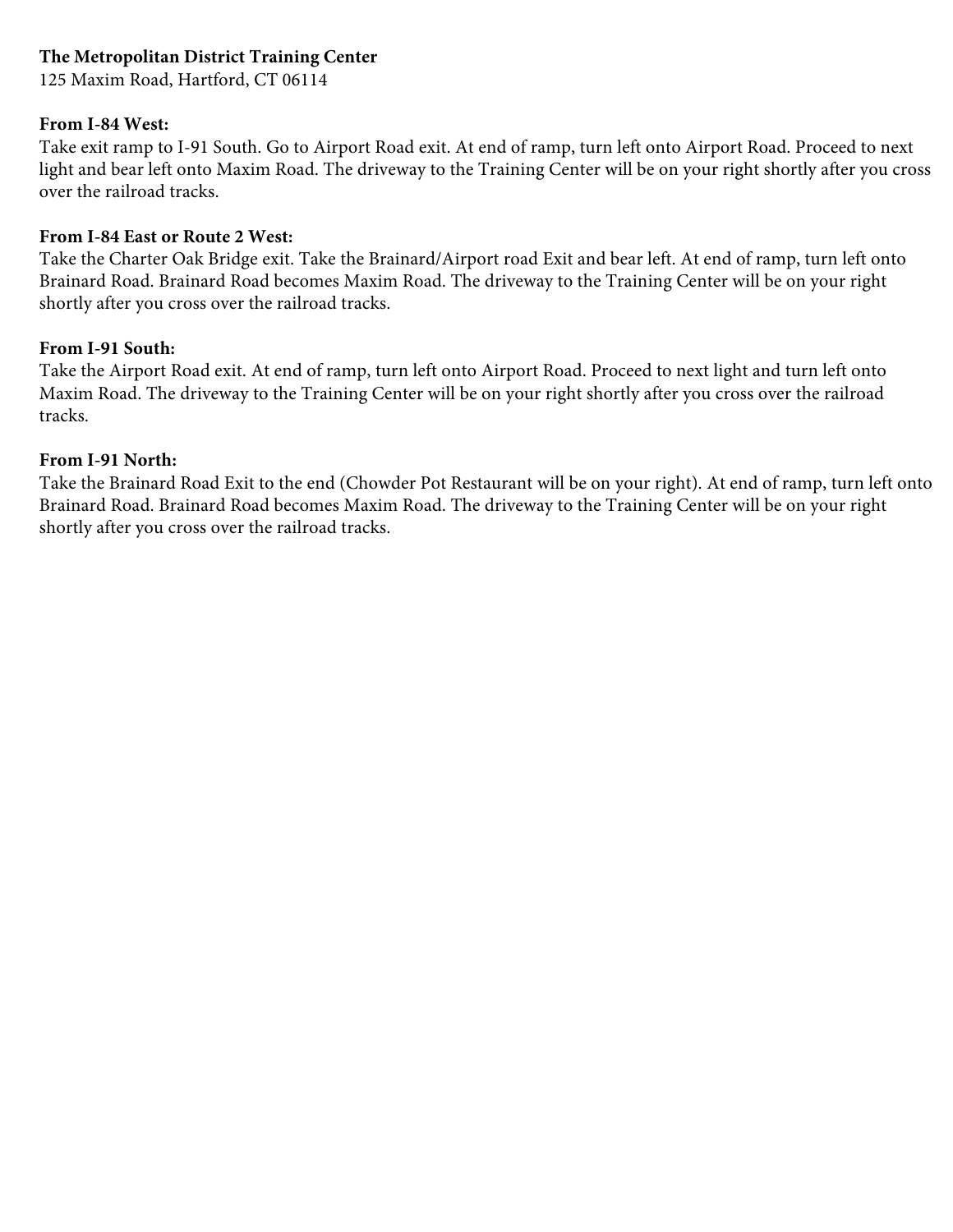**The Metropolitan District Training Center**
125 Maxim Road, Hartford, CT 06114

**From I-84 West:**
Take exit ramp to I-91 South. Go to Airport Road exit. At end of ramp, turn left onto Airport Road. Proceed to next light and bear left onto Maxim Road. The driveway to the Training Center will be on your right shortly after you cross over the railroad tracks.

**From I-84 East or Route 2 West:**
Take the Charter Oak Bridge exit. Take the Brainard/Airport road Exit and bear left. At end of ramp, turn left onto Brainard Road. Brainard Road becomes Maxim Road. The driveway to the Training Center will be on your right shortly after you cross over the railroad tracks.

**From I-91 South:**
Take the Airport Road exit. At end of ramp, turn left onto Airport Road. Proceed to next light and turn left onto Maxim Road. The driveway to the Training Center will be on your right shortly after you cross over the railroad tracks.

**From I-91 North:**
Take the Brainard Road Exit to the end (Chowder Pot Restaurant will be on your right). At end of ramp, turn left onto Brainard Road. Brainard Road becomes Maxim Road. The driveway to the Training Center will be on your right shortly after you cross over the railroad tracks.